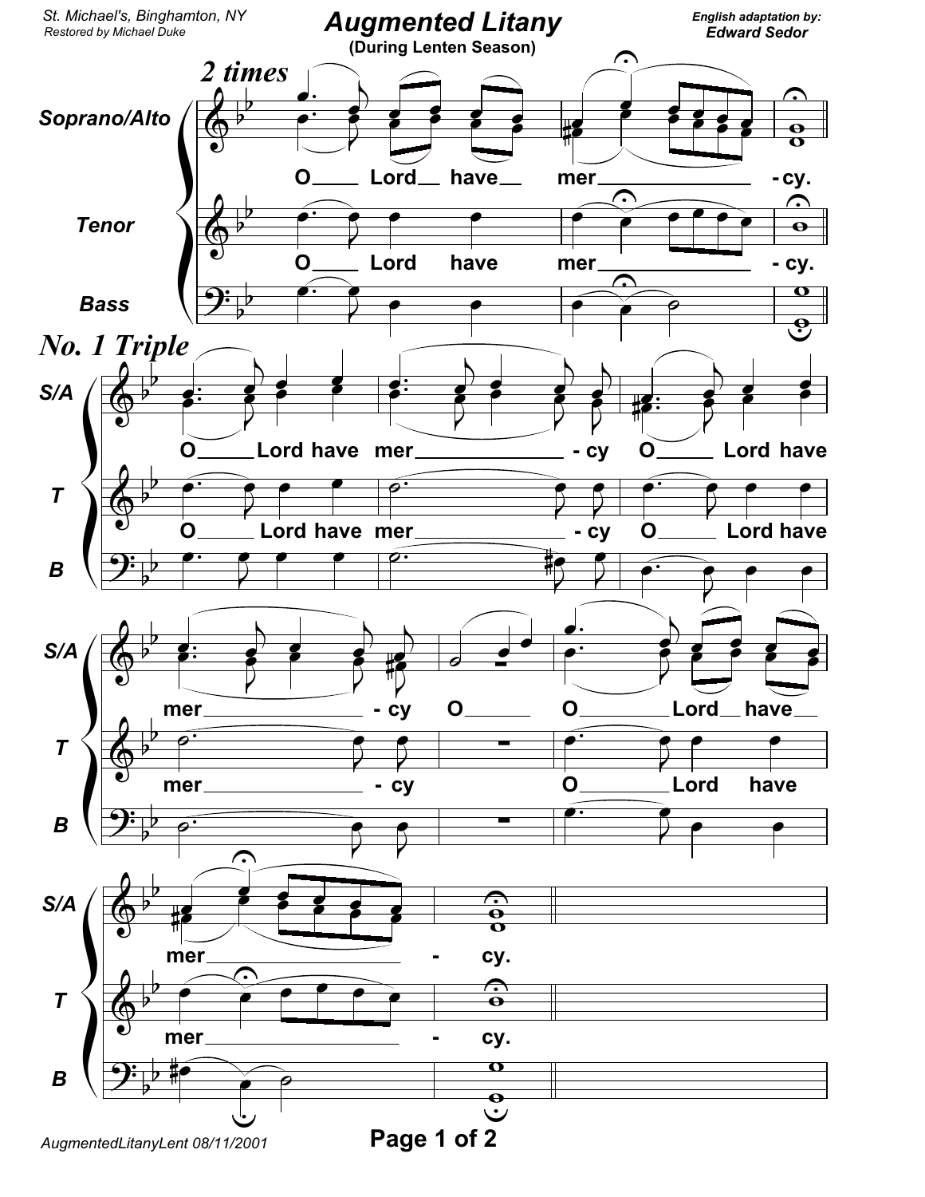St. Michael's, Binghamton, NY
Restored by Michael Duke

# Augmented Litany

**(During Lenten Season)**

English adaptation by:
**Edward Sedor**

***2 times***

Soprano/Alto
Tenor
Bass

O Lord have mercy.

***No. 1 Triple***

S/A
T
B

O Lord have mercy O Lord have mercy O

O Lord have mercy.

AugmentedLitanyLent 08/11/2001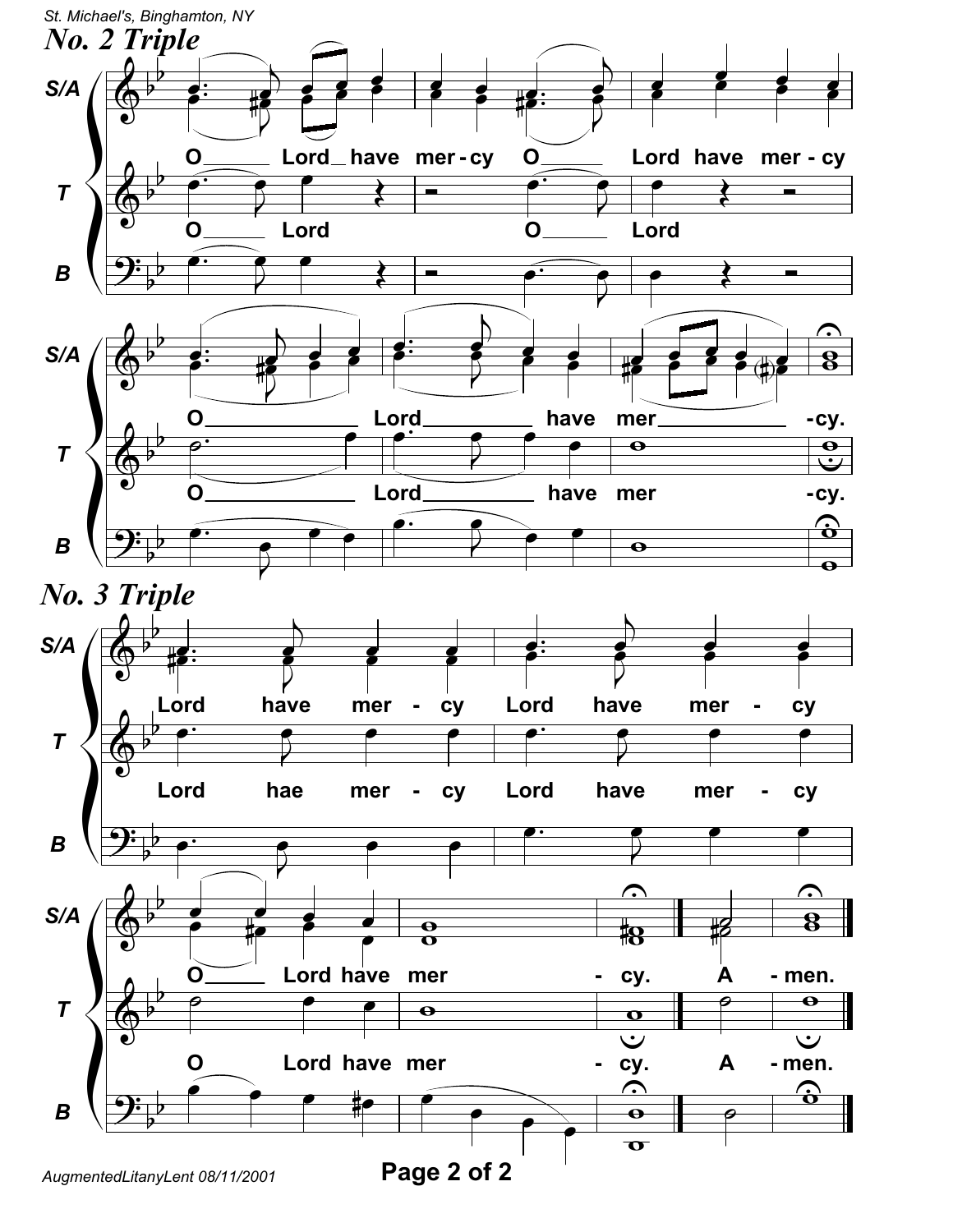## No. 2 Triple

S/A

O Lord have mer - cy O Lord have mer - cy

T

O Lord O Lord

B

S/A

O Lord have mer -cy.

T

O Lord have mer -cy.

B

## No. 3 Triple

S/A

Lord have mer - cy Lord have mer - cy

T

Lord hae mer - cy Lord have mer - cy

B

S/A

O Lord have mer - cy. A - men.

T

O Lord have mer - cy. A - men.

B